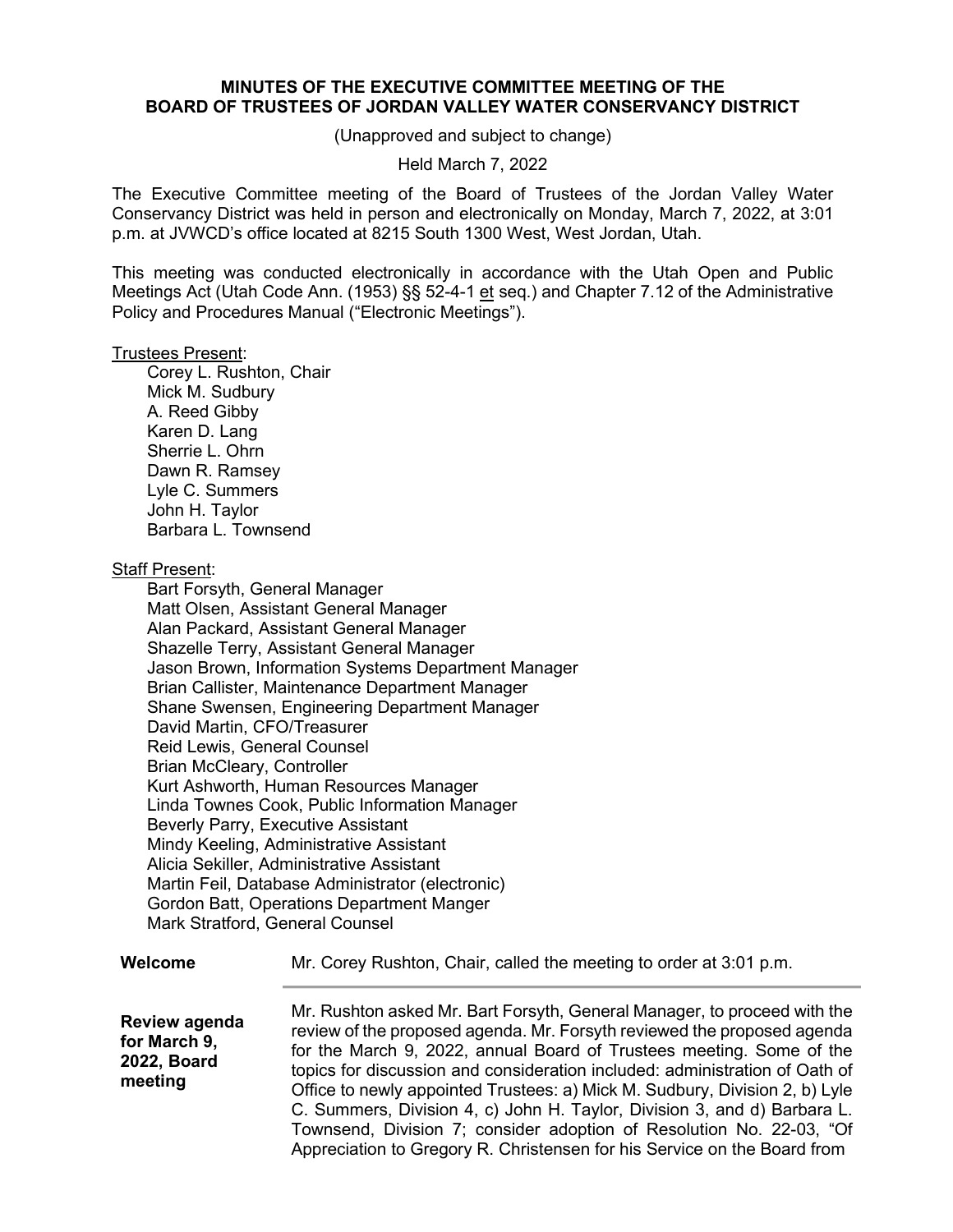**MINUTES OF THE EXECUTIVE COMMITTEE MEETING OF THE BOARD OF TRUSTEES OF JORDAN VALLEY WATER CONSERVANCY DISTRICT**

(Unapproved and subject to change)

Held March 7, 2022

The Executive Committee meeting of the Board of Trustees of the Jordan Valley Water Conservancy District was held in person and electronically on Monday, March 7, 2022, at 3:01 p.m. at JVWCD's office located at 8215 South 1300 West, West Jordan, Utah.

This meeting was conducted electronically in accordance with the Utah Open and Public Meetings Act (Utah Code Ann. (1953) §§ 52-4-1 et seq.) and Chapter 7.12 of the Administrative Policy and Procedures Manual ("Electronic Meetings").

Trustees Present:

- Corey L. Rushton, Chair
- Mick M. Sudbury
- A. Reed Gibby
- Karen D. Lang
- Sherrie L. Ohrn
- Dawn R. Ramsey
- Lyle C. Summers
- John H. Taylor
- Barbara L. Townsend

Staff Present:

- Bart Forsyth, General Manager
- Matt Olsen, Assistant General Manager
- Alan Packard, Assistant General Manager
- Shazelle Terry, Assistant General Manager
- Jason Brown, Information Systems Department Manager
- Brian Callister, Maintenance Department Manager
- Shane Swensen, Engineering Department Manager
- David Martin, CFO/Treasurer
- Reid Lewis, General Counsel
- Brian McCleary, Controller
- Kurt Ashworth, Human Resources Manager
- Linda Townes Cook, Public Information Manager
- Beverly Parry, Executive Assistant
- Mindy Keeling, Administrative Assistant
- Alicia Sekiller, Administrative Assistant
- Martin Feil, Database Administrator (electronic)
- Gordon Batt, Operations Department Manger
- Mark Stratford, General Counsel

**Welcome**

Mr. Corey Rushton, Chair, called the meeting to order at 3:01 p.m.

**Review agenda for March 9, 2022, Board meeting**

Mr. Rushton asked Mr. Bart Forsyth, General Manager, to proceed with the review of the proposed agenda. Mr. Forsyth reviewed the proposed agenda for the March 9, 2022, annual Board of Trustees meeting. Some of the topics for discussion and consideration included: administration of Oath of Office to newly appointed Trustees: a) Mick M. Sudbury, Division 2, b) Lyle C. Summers, Division 4, c) John H. Taylor, Division 3, and d) Barbara L. Townsend, Division 7; consider adoption of Resolution No. 22-03, "Of Appreciation to Gregory R. Christensen for his Service on the Board from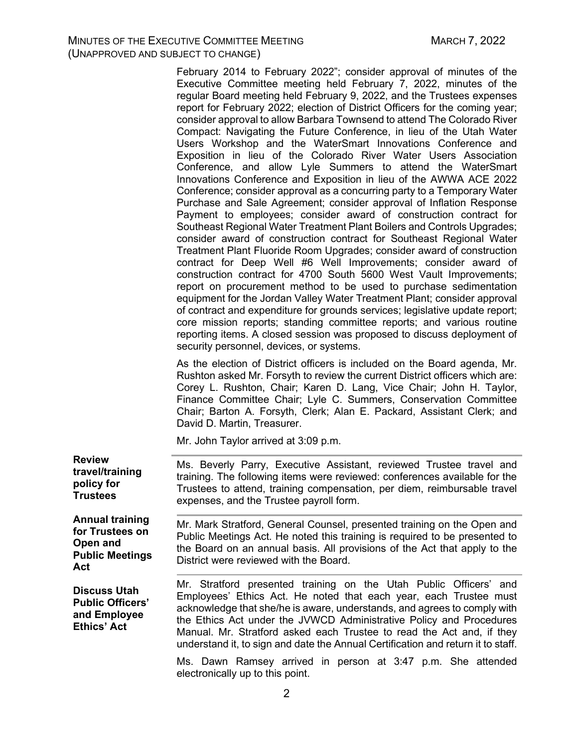February 2014 to February 2022"; consider approval of minutes of the Executive Committee meeting held February 7, 2022, minutes of the regular Board meeting held February 9, 2022, and the Trustees expenses report for February 2022; election of District Officers for the coming year; consider approval to allow Barbara Townsend to attend The Colorado River Compact: Navigating the Future Conference, in lieu of the Utah Water Users Workshop and the WaterSmart Innovations Conference and Exposition in lieu of the Colorado River Water Users Association Conference, and allow Lyle Summers to attend the WaterSmart Innovations Conference and Exposition in lieu of the AWWA ACE 2022 Conference; consider approval as a concurring party to a Temporary Water Purchase and Sale Agreement; consider approval of Inflation Response Payment to employees; consider award of construction contract for Southeast Regional Water Treatment Plant Boilers and Controls Upgrades; consider award of construction contract for Southeast Regional Water Treatment Plant Fluoride Room Upgrades; consider award of construction contract for Deep Well #6 Well Improvements; consider award of construction contract for 4700 South 5600 West Vault Improvements; report on procurement method to be used to purchase sedimentation equipment for the Jordan Valley Water Treatment Plant; consider approval of contract and expenditure for grounds services; legislative update report; core mission reports; standing committee reports; and various routine reporting items. A closed session was proposed to discuss deployment of security personnel, devices, or systems.

As the election of District officers is included on the Board agenda, Mr. Rushton asked Mr. Forsyth to review the current District officers which are: Corey L. Rushton, Chair; Karen D. Lang, Vice Chair; John H. Taylor, Finance Committee Chair; Lyle C. Summers, Conservation Committee Chair; Barton A. Forsyth, Clerk; Alan E. Packard, Assistant Clerk; and David D. Martin, Treasurer.

Mr. John Taylor arrived at 3:09 p.m.

**Review travel/training policy for Trustees**

Ms. Beverly Parry, Executive Assistant, reviewed Trustee travel and training. The following items were reviewed: conferences available for the Trustees to attend, training compensation, per diem, reimbursable travel expenses, and the Trustee payroll form.

**Annual training for Trustees on Open and Public Meetings Act**

Mr. Mark Stratford, General Counsel, presented training on the Open and Public Meetings Act. He noted this training is required to be presented to the Board on an annual basis. All provisions of the Act that apply to the District were reviewed with the Board.

**Discuss Utah Public Officers' and Employee Ethics' Act**

Mr. Stratford presented training on the Utah Public Officers' and Employees' Ethics Act. He noted that each year, each Trustee must acknowledge that she/he is aware, understands, and agrees to comply with the Ethics Act under the JVWCD Administrative Policy and Procedures Manual. Mr. Stratford asked each Trustee to read the Act and, if they understand it, to sign and date the Annual Certification and return it to staff.

Ms. Dawn Ramsey arrived in person at 3:47 p.m. She attended electronically up to this point.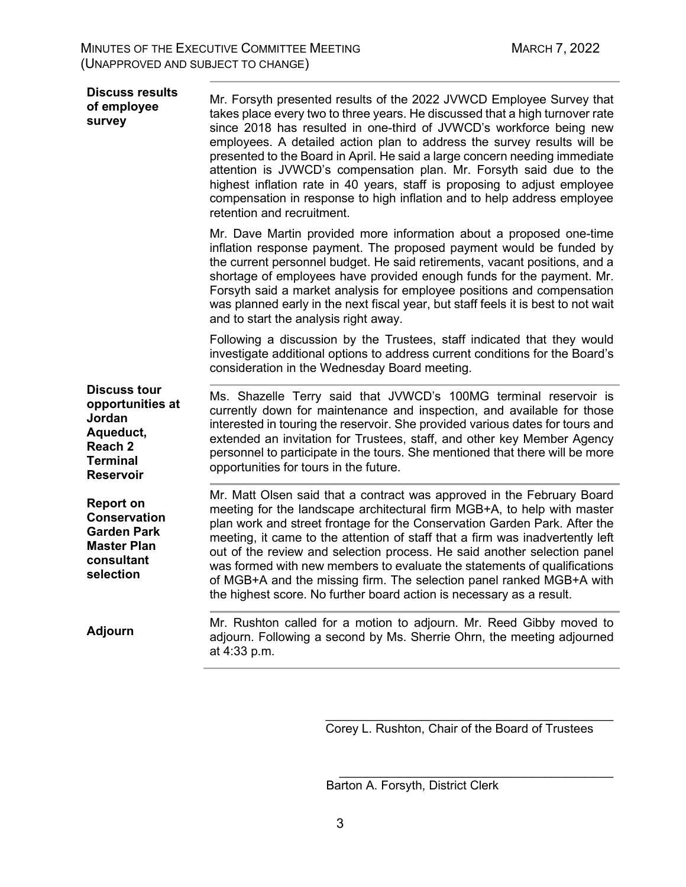**Discuss results of employee survey**

Mr. Forsyth presented results of the 2022 JVWCD Employee Survey that takes place every two to three years. He discussed that a high turnover rate since 2018 has resulted in one-third of JVWCD's workforce being new employees. A detailed action plan to address the survey results will be presented to the Board in April. He said a large concern needing immediate attention is JVWCD's compensation plan. Mr. Forsyth said due to the highest inflation rate in 40 years, staff is proposing to adjust employee compensation in response to high inflation and to help address employee retention and recruitment.

Mr. Dave Martin provided more information about a proposed one-time inflation response payment. The proposed payment would be funded by the current personnel budget. He said retirements, vacant positions, and a shortage of employees have provided enough funds for the payment. Mr. Forsyth said a market analysis for employee positions and compensation was planned early in the next fiscal year, but staff feels it is best to not wait and to start the analysis right away.

Following a discussion by the Trustees, staff indicated that they would investigate additional options to address current conditions for the Board's consideration in the Wednesday Board meeting.

**Discuss tour opportunities at Jordan Aqueduct, Reach 2 Terminal Reservoir**

Ms. Shazelle Terry said that JVWCD's 100MG terminal reservoir is currently down for maintenance and inspection, and available for those interested in touring the reservoir. She provided various dates for tours and extended an invitation for Trustees, staff, and other key Member Agency personnel to participate in the tours. She mentioned that there will be more opportunities for tours in the future.

**Report on Conservation Garden Park Master Plan consultant selection**

Mr. Matt Olsen said that a contract was approved in the February Board meeting for the landscape architectural firm MGB+A, to help with master plan work and street frontage for the Conservation Garden Park. After the meeting, it came to the attention of staff that a firm was inadvertently left out of the review and selection process. He said another selection panel was formed with new members to evaluate the statements of qualifications of MGB+A and the missing firm. The selection panel ranked MGB+A with the highest score. No further board action is necessary as a result.

**Adjourn**

Mr. Rushton called for a motion to adjourn. Mr. Reed Gibby moved to adjourn. Following a second by Ms. Sherrie Ohrn, the meeting adjourned at 4:33 p.m.

\_\_\_\_\_\_\_\_\_\_\_\_\_\_\_\_\_\_\_\_\_\_\_\_\_\_\_\_\_\_\_\_\_\_\_\_\_\_\_\_

Corey L. Rushton, Chair of the Board of Trustees

\_\_\_\_\_\_\_\_\_\_\_\_\_\_\_\_\_\_\_\_\_\_\_\_\_\_\_\_\_\_\_\_\_\_\_\_\_\_\_\_

Barton A. Forsyth, District Clerk